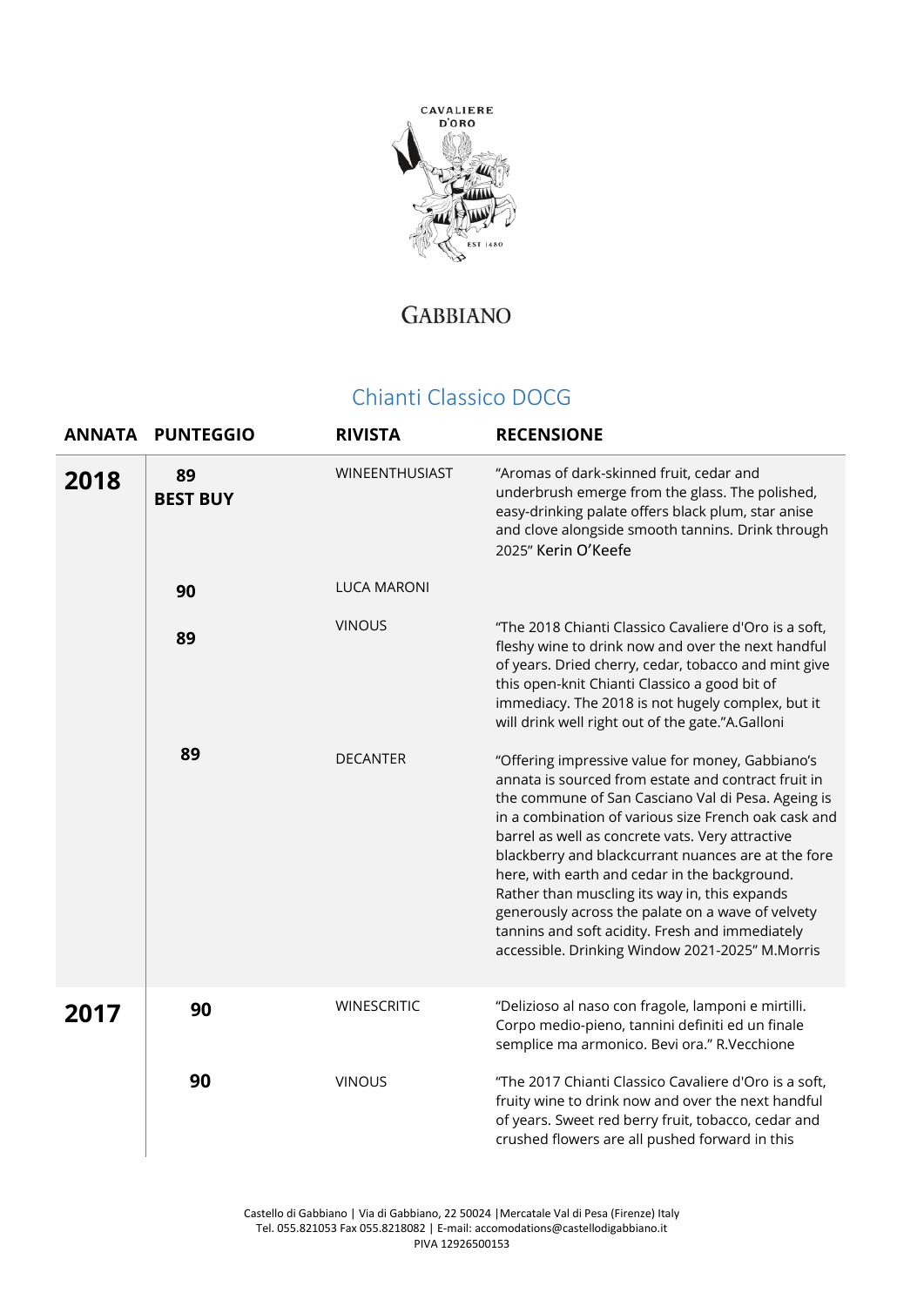CAVALIERE D'ORO

EST 1480

# GABBIANO

## Chianti Classico DOCG

| ANNATA | PUNTEGGIO | RIVISTA | RECENSIONE |
|---|---|---|---|
| **2018** | **89 BEST BUY** | WINEENTHUSIAST | "Aromas of dark-skinned fruit, cedar and underbrush emerge from the glass. The polished, easy-drinking palate offers black plum, star anise and clove alongside smooth tannins. Drink through 2025" Kerin O'Keefe |
| | **90** | LUCA MARONI | |
| | **89** | VINOUS | "The 2018 Chianti Classico Cavaliere d'Oro is a soft, fleshy wine to drink now and over the next handful of years. Dried cherry, cedar, tobacco and mint give this open-knit Chianti Classico a good bit of immediacy. The 2018 is not hugely complex, but it will drink well right out of the gate."A.Galloni |
| | **89** | DECANTER | "Offering impressive value for money, Gabbiano's annata is sourced from estate and contract fruit in the commune of San Casciano Val di Pesa. Ageing is in a combination of various size French oak cask and barrel as well as concrete vats. Very attractive blackberry and blackcurrant nuances are at the fore here, with earth and cedar in the background. Rather than muscling its way in, this expands generously across the palate on a wave of velvety tannins and soft acidity. Fresh and immediately accessible. Drinking Window 2021-2025" M.Morris |
| **2017** | **90** | WINESCRITIC | "Delizioso al naso con fragole, lamponi e mirtilli. Corpo medio-pieno, tannini definiti ed un finale semplice ma armonico. Bevi ora." R.Vecchione |
| | **90** | VINOUS | "The 2017 Chianti Classico Cavaliere d'Oro is a soft, fruity wine to drink now and over the next handful of years. Sweet red berry fruit, tobacco, cedar and crushed flowers are all pushed forward in this |

Castello di Gabbiano | Via di Gabbiano, 22 50024 |Mercatale Val di Pesa (Firenze) Italy
Tel. 055.821053 Fax 055.8218082 | E-mail: accomodations@castellodigabbiano.it
PIVA 12926500153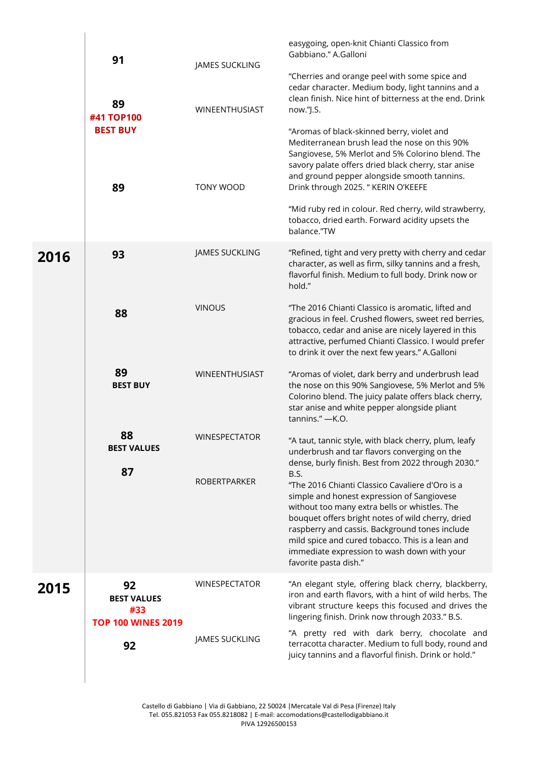| Vintage | Score | Critic | Review |
|---|---|---|---|
| | | | easygoing, open-knit Chianti Classico from Gabbiano." A.Galloni |
| | 91 | JAMES SUCKLING | "Cherries and orange peel with some spice and cedar character. Medium body, light tannins and a clean finish. Nice hint of bitterness at the end. Drink now."J.S. |
| | 89 **#41 TOP100** **BEST BUY** | WINEENTHUSIAST | "Aromas of black-skinned berry, violet and Mediterranean brush lead the nose on this 90% Sangiovese, 5% Merlot and 5% Colorino blend. The savory palate offers dried black cherry, star anise and ground pepper alongside smooth tannins. Drink through 2025. " KERIN O'KEEFE |
| | 89 | TONY WOOD | "Mid ruby red in colour. Red cherry, wild strawberry, tobacco, dried earth. Forward acidity upsets the balance."TW |
| **2016** | 93 | JAMES SUCKLING | "Refined, tight and very pretty with cherry and cedar character, as well as firm, silky tannins and a fresh, flavorful finish. Medium to full body. Drink now or hold." |
| | 88 | VINOUS | "The 2016 Chianti Classico is aromatic, lifted and gracious in feel. Crushed flowers, sweet red berries, tobacco, cedar and anise are nicely layered in this attractive, perfumed Chianti Classico. I would prefer to drink it over the next few years." A.Galloni |
| | 89 **BEST BUY** | WINEENTHUSIAST | "Aromas of violet, dark berry and underbrush lead the nose on this 90% Sangiovese, 5% Merlot and 5% Colorino blend. The juicy palate offers black cherry, star anise and white pepper alongside pliant tannins." —K.O. |
| | 88 **BEST VALUES** | WINESPECTATOR | "A taut, tannic style, with black cherry, plum, leafy underbrush and tar flavors converging on the dense, burly finish. Best from 2022 through 2030." B.S. |
| | 87 | ROBERTPARKER | "The 2016 Chianti Classico Cavaliere d'Oro is a simple and honest expression of Sangiovese without too many extra bells or whistles. The bouquet offers bright notes of wild cherry, dried raspberry and cassis. Background tones include mild spice and cured tobacco. This is a lean and immediate expression to wash down with your favorite pasta dish." |
| **2015** | 92 **BEST VALUES** **#33** **TOP 100 WINES 2019** | WINESPECTATOR | "An elegant style, offering black cherry, blackberry, iron and earth flavors, with a hint of wild herbs. The vibrant structure keeps this focused and drives the lingering finish. Drink now through 2033." B.S. |
| | 92 | JAMES SUCKLING | "A pretty red with dark berry, chocolate and terracotta character. Medium to full body, round and juicy tannins and a flavorful finish. Drink or hold." |

Castello di Gabbiano | Via di Gabbiano, 22 50024 |Mercatale Val di Pesa (Firenze) Italy
Tel. 055.821053 Fax 055.8218082 | E-mail: accomodations@castellodigabbiano.it
PIVA 12926500153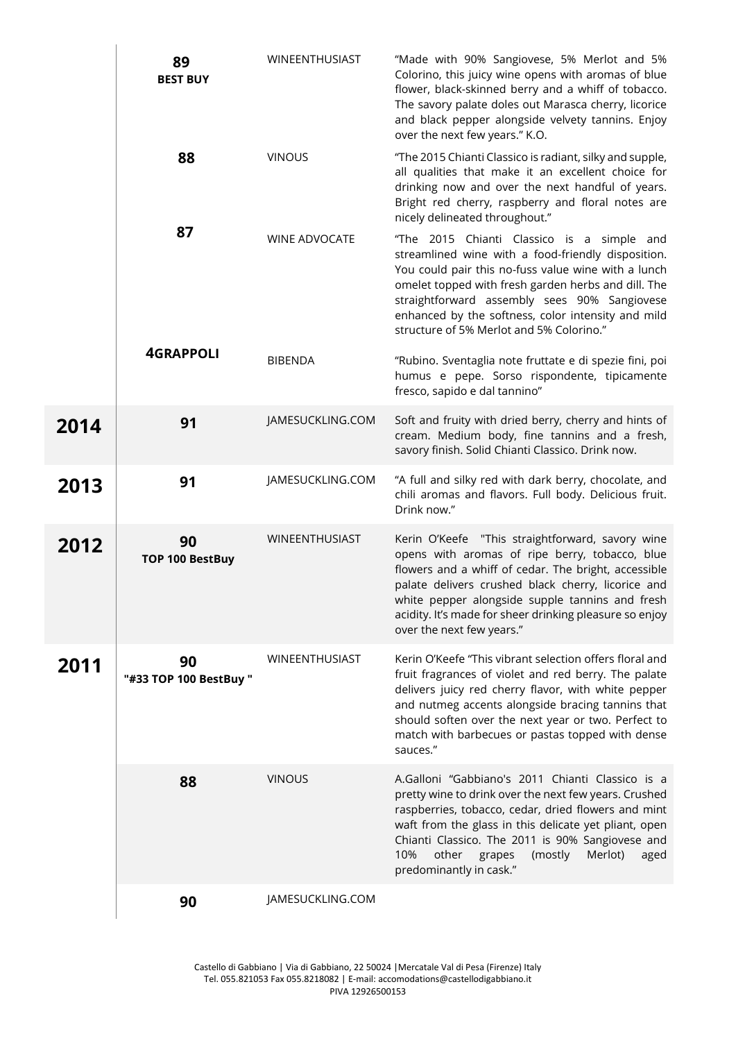| Year | Score | Source | Review |
|---|---|---|---|
| | 89 **BEST BUY** | WINEENTHUSIAST | "Made with 90% Sangiovese, 5% Merlot and 5% Colorino, this juicy wine opens with aromas of blue flower, black-skinned berry and a whiff of tobacco. The savory palate doles out Marasca cherry, licorice and black pepper alongside velvety tannins. Enjoy over the next few years." K.O. |
| | 88 | VINOUS | "The 2015 Chianti Classico is radiant, silky and supple, all qualities that make it an excellent choice for drinking now and over the next handful of years. Bright red cherry, raspberry and floral notes are nicely delineated throughout." |
| | 87 | WINE ADVOCATE | "The 2015 Chianti Classico is a simple and streamlined wine with a food-friendly disposition. You could pair this no-fuss value wine with a lunch omelet topped with fresh garden herbs and dill. The straightforward assembly sees 90% Sangiovese enhanced by the softness, color intensity and mild structure of 5% Merlot and 5% Colorino." |
| | **4GRAPPOLI** | BIBENDA | "Rubino. Sventaglia note fruttate e di spezie fini, poi humus e pepe. Sorso rispondente, tipicamente fresco, sapido e dal tannino" |
| **2014** | 91 | JAMESUCKLING.COM | Soft and fruity with dried berry, cherry and hints of cream. Medium body, fine tannins and a fresh, savory finish. Solid Chianti Classico. Drink now. |
| **2013** | 91 | JAMESUCKLING.COM | "A full and silky red with dark berry, chocolate, and chili aromas and flavors. Full body. Delicious fruit. Drink now." |
| **2012** | 90 **TOP 100 BestBuy** | WINEENTHUSIAST | Kerin O'Keefe "This straightforward, savory wine opens with aromas of ripe berry, tobacco, blue flowers and a whiff of cedar. The bright, accessible palate delivers crushed black cherry, licorice and white pepper alongside supple tannins and fresh acidity. It's made for sheer drinking pleasure so enjoy over the next few years." |
| **2011** | 90 **"#33 TOP 100 BestBuy "** | WINEENTHUSIAST | Kerin O'Keefe "This vibrant selection offers floral and fruit fragrances of violet and red berry. The palate delivers juicy red cherry flavor, with white pepper and nutmeg accents alongside bracing tannins that should soften over the next year or two. Perfect to match with barbecues or pastas topped with dense sauces." |
| | 88 | VINOUS | A.Galloni "Gabbiano's 2011 Chianti Classico is a pretty wine to drink over the next few years. Crushed raspberries, tobacco, cedar, dried flowers and mint waft from the glass in this delicate yet pliant, open Chianti Classico. The 2011 is 90% Sangiovese and 10% other grapes (mostly Merlot) aged predominantly in cask." |
| | 90 | JAMESUCKLING.COM | |

Castello di Gabbiano | Via di Gabbiano, 22 50024 |Mercatale Val di Pesa (Firenze) Italy
Tel. 055.821053 Fax 055.8218082 | E-mail: accomodations@castellodigabbiano.it
PIVA 12926500153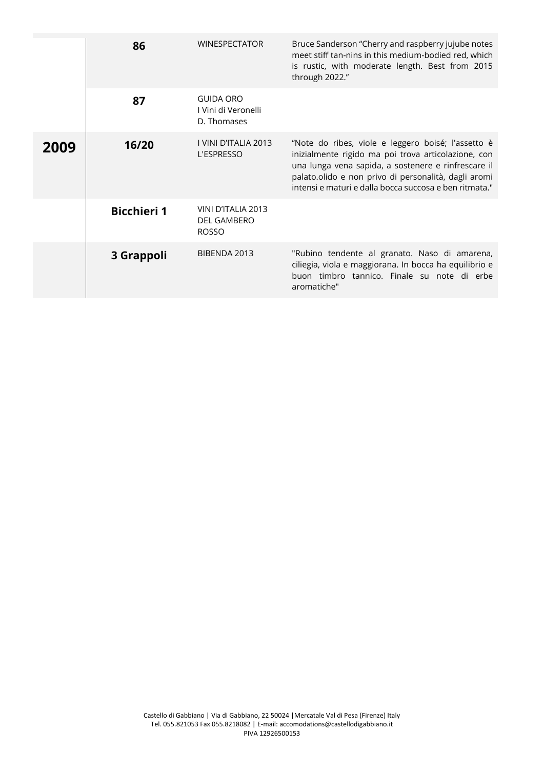| | | | |
|---|---|---|---|
| | **86** | WINESPECTATOR | Bruce Sanderson "Cherry and raspberry jujube notes meet stiff tan-nins in this medium-bodied red, which is rustic, with moderate length. Best from 2015 through 2022." |
| | **87** | GUIDA ORO<br>I Vini di Veronelli<br>D. Thomases | |
| **2009** | **16/20** | I VINI D'ITALIA 2013<br>L'ESPRESSO | "Note do ribes, viole e leggero boisé; l'assetto è inizialmente rigido ma poi trova articolazione, con una lunga vena sapida, a sostenere e rinfrescare il palato.olido e non privo di personalità, dagli aromi intensi e maturi e dalla bocca succosa e ben ritmata." |
| | **Bicchieri 1** | VINI D'ITALIA 2013<br>DEL GAMBERO<br>ROSSO | |
| | **3 Grappoli** | BIBENDA 2013 | "Rubino tendente al granato. Naso di amarena, ciliegia, viola e maggiorana. In bocca ha equilibrio e buon timbro tannico. Finale su note di erbe aromatiche" |